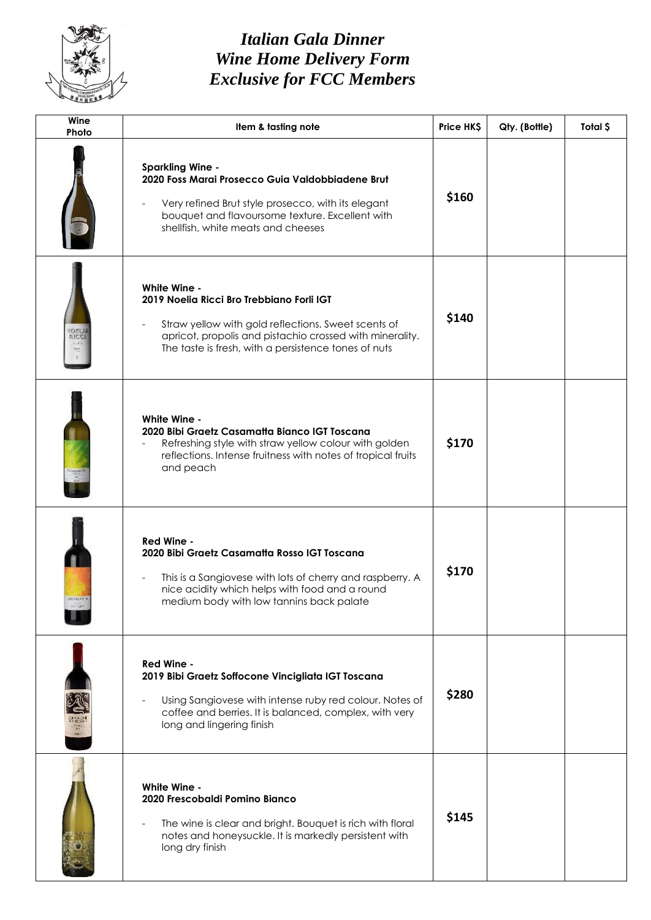# *Italian Gala Dinner*
# *Wine Home Delivery Form*
# *Exclusive for FCC Members*

| Wine Photo | Item & tasting note | Price HK$ | Qty. (Bottle) | Total $ |
|---|---|---|---|---|
| | **Sparkling Wine -** **2020 Foss Marai Prosecco Guia Valdobbiadene Brut** - Very refined Brut style prosecco, with its elegant bouquet and flavoursome texture. Excellent with shellfish, white meats and cheeses | $160 | | |
| | **White Wine -** **2019 Noelia Ricci Bro Trebbiano Forli IGT** - Straw yellow with gold reflections. Sweet scents of apricot, propolis and pistachio crossed with minerality. The taste is fresh, with a persistence tones of nuts | $140 | | |
| | **White Wine -** **2020 Bibi Graetz Casamatta Bianco IGT Toscana** - Refreshing style with straw yellow colour with golden reflections. Intense fruitness with notes of tropical fruits and peach | $170 | | |
| | **Red Wine -** **2020 Bibi Graetz Casamatta Rosso IGT Toscana** - This is a Sangiovese with lots of cherry and raspberry. A nice acidity which helps with food and a round medium body with low tannins back palate | $170 | | |
| | **Red Wine -** **2019 Bibi Graetz Soffocone Vincigliata IGT Toscana** - Using Sangiovese with intense ruby red colour. Notes of coffee and berries. It is balanced, complex, with very long and lingering finish | $280 | | |
| | **White Wine -** **2020 Frescobaldi Pomino Bianco** - The wine is clear and bright. Bouquet is rich with floral notes and honeysuckle. It is markedly persistent with long dry finish | $145 | | |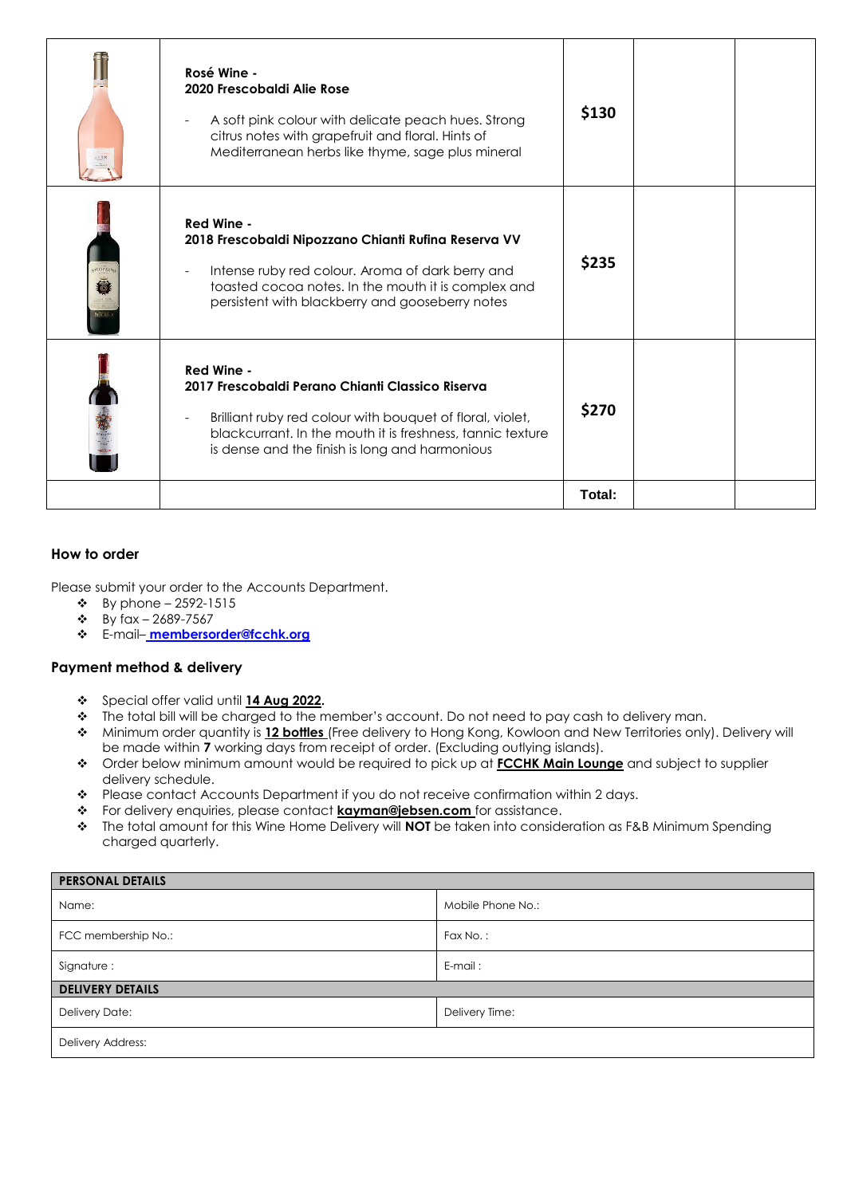| | | | | |
|---|---|---|---|---|
| | **Rosé Wine -**<br>**2020 Frescobaldi Alie Rose**<br>- A soft pink colour with delicate peach hues. Strong citrus notes with grapefruit and floral. Hints of Mediterranean herbs like thyme, sage plus mineral | **$130** | | |
| | **Red Wine -**<br>**2018 Frescobaldi Nipozzano Chianti Rufina Reserva VV**<br>- Intense ruby red colour. Aroma of dark berry and toasted cocoa notes. In the mouth it is complex and persistent with blackberry and gooseberry notes | **$235** | | |
| | **Red Wine -**<br>**2017 Frescobaldi Perano Chianti Classico Riserva**<br>- Brilliant ruby red colour with bouquet of floral, violet, blackcurrant. In the mouth it is freshness, tannic texture is dense and the finish is long and harmonious | **$270** | | |
| | | **Total:** | | |

### How to order

Please submit your order to the Accounts Department.

- By phone – 2592-1515
- By fax – 2689-7567
- E-mail– **membersorder@fcchk.org**

### Payment method & delivery

- Special offer valid until **14 Aug 2022**.
- The total bill will be charged to the member's account. Do not need to pay cash to delivery man.
- Minimum order quantity is **12 bottles** (Free delivery to Hong Kong, Kowloon and New Territories only). Delivery will be made within **7** working days from receipt of order. (Excluding outlying islands).
- Order below minimum amount would be required to pick up at **FCCHK Main Lounge** and subject to supplier delivery schedule.
- Please contact Accounts Department if you do not receive confirmation within 2 days.
- For delivery enquiries, please contact **kayman@jebsen.com** for assistance.
- The total amount for this Wine Home Delivery will **NOT** be taken into consideration as F&B Minimum Spending charged quarterly.

| **PERSONAL DETAILS** | |
|---|---|
| Name: | Mobile Phone No.: |
| FCC membership No.: | Fax No. : |
| Signature : | E-mail : |
| **DELIVERY DETAILS** | |
| Delivery Date: | Delivery Time: |
| Delivery Address: | |